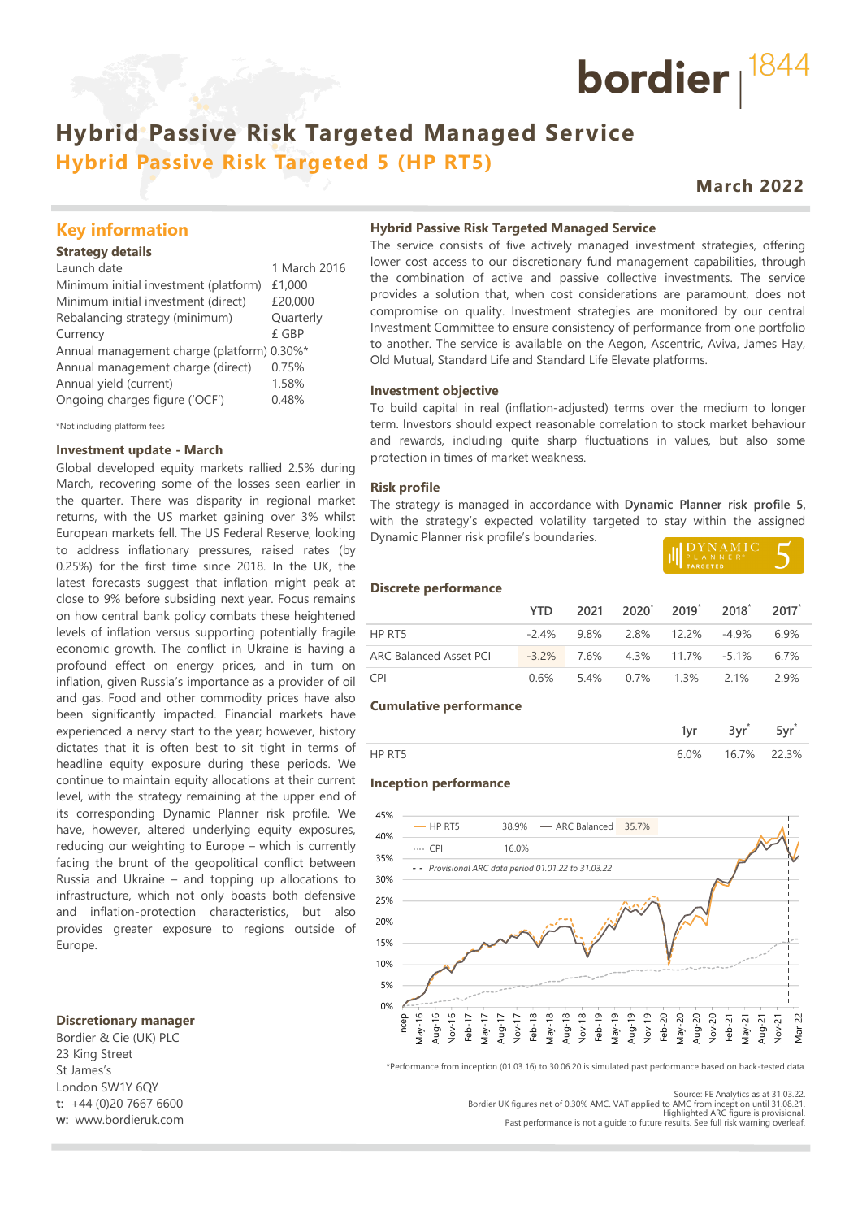# Hybrid Passive Risk Targeted Managed Service

## Hybrid Passive Risk Targeted 5 (HP RT5)

**March 2022**

## Key information

### Strategy details

| | |
|---|---|
| Launch date | 1 March 2016 |
| Minimum initial investment (platform) | £1,000 |
| Minimum initial investment (direct) | £20,000 |
| Rebalancing strategy (minimum) | Quarterly |
| Currency | £ GBP |
| Annual management charge (platform) | 0.30%* |
| Annual management charge (direct) | 0.75% |
| Annual yield (current) | 1.58% |
| Ongoing charges figure ('OCF') | 0.48% |

*Not including platform fees

### Investment update - March

Global developed equity markets rallied 2.5% during March, recovering some of the losses seen earlier in the quarter. There was disparity in regional market returns, with the US market gaining over 3% whilst European markets fell. The US Federal Reserve, looking to address inflationary pressures, raised rates (by 0.25%) for the first time since 2018. In the UK, the latest forecasts suggest that inflation might peak at close to 9% before subsiding next year. Focus remains on how central bank policy combats these heightened levels of inflation versus supporting potentially fragile economic growth. The conflict in Ukraine is having a profound effect on energy prices, and in turn on inflation, given Russia's importance as a provider of oil and gas. Food and other commodity prices have also been significantly impacted. Financial markets have experienced a nervy start to the year; however, history dictates that it is often best to sit tight in terms of headline equity exposure during these periods. We continue to maintain equity allocations at their current level, with the strategy remaining at the upper end of its corresponding Dynamic Planner risk profile. We have, however, altered underlying equity exposures, reducing our weighting to Europe – which is currently facing the brunt of the geopolitical conflict between Russia and Ukraine – and topping up allocations to infrastructure, which not only boasts both defensive and inflation-protection characteristics, but also provides greater exposure to regions outside of Europe.

### Discretionary manager

Bordier & Cie (UK) PLC
23 King Street
St James's
London SW1Y 6QY
**t:** +44 (0)20 7667 6600
**w:** www.bordieruk.com

### Hybrid Passive Risk Targeted Managed Service

The service consists of five actively managed investment strategies, offering lower cost access to our discretionary fund management capabilities, through the combination of active and passive collective investments. The service provides a solution that, when cost considerations are paramount, does not compromise on quality. Investment strategies are monitored by our central Investment Committee to ensure consistency of performance from one portfolio to another. The service is available on the Aegon, Ascentric, Aviva, James Hay, Old Mutual, Standard Life and Standard Life Elevate platforms.

### Investment objective

To build capital in real (inflation-adjusted) terms over the medium to longer term. Investors should expect reasonable correlation to stock market behaviour and rewards, including quite sharp fluctuations in values, but also some protection in times of market weakness.

### Risk profile

The strategy is managed in accordance with **Dynamic Planner risk profile 5**, with the strategy's expected volatility targeted to stay within the assigned Dynamic Planner risk profile's boundaries.

DYNAMIC PLANNER® TARGETED 5

### Discrete performance

| | YTD | 2021 | 2020* | 2019* | 2018* | 2017* |
|---|---|---|---|---|---|---|
| HP RT5 | -2.4% | 9.8% | 2.8% | 12.2% | -4.9% | 6.9% |
| ARC Balanced Asset PCI | -3.2% | 7.6% | 4.3% | 11.7% | -5.1% | 6.7% |
| CPI | 0.6% | 5.4% | 0.7% | 1.3% | 2.1% | 2.9% |

### Cumulative performance

| | 1yr | 3yr* | 5yr* |
|---|---|---|---|
| HP RT5 | 6.0% | 16.7% | 22.3% |

### Inception performance

HP RT5 38.9% — ARC Balanced 35.7% — CPI 16.0%
Provisional ARC data period 01.01.22 to 31.03.22

*Performance from inception (01.03.16) to 30.06.20 is simulated past performance based on back-tested data.

Source: FE Analytics as at 31.03.22.
Bordier UK figures net of 0.30% AMC. VAT applied to AMC from inception until 31.08.21.
Highlighted ARC figure is provisional.
Past performance is not a guide to future results. See full risk warning overleaf.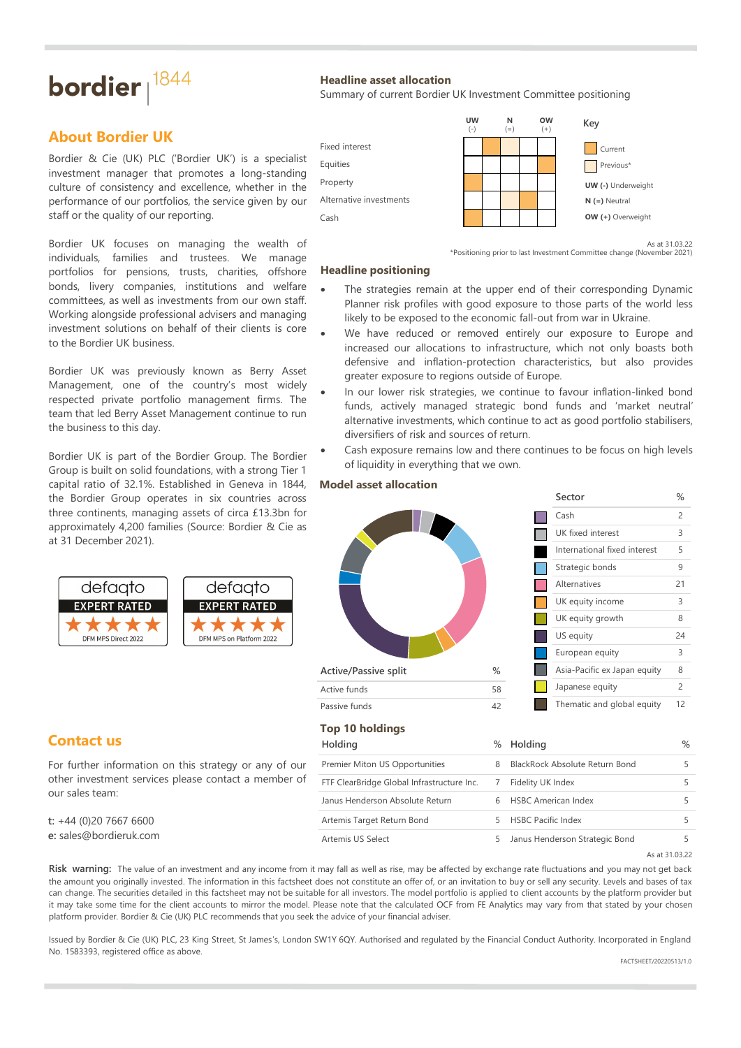# bordier 1844

## About Bordier UK

Bordier & Cie (UK) PLC ('Bordier UK') is a specialist investment manager that promotes a long-standing culture of consistency and excellence, whether in the performance of our portfolios, the service given by our staff or the quality of our reporting.

Bordier UK focuses on managing the wealth of individuals, families and trustees. We manage portfolios for pensions, trusts, charities, offshore bonds, livery companies, institutions and welfare committees, as well as investments from our own staff. Working alongside professional advisers and managing investment solutions on behalf of their clients is core to the Bordier UK business.

Bordier UK was previously known as Berry Asset Management, one of the country's most widely respected private portfolio management firms. The team that led Berry Asset Management continue to run the business to this day.

Bordier UK is part of the Bordier Group. The Bordier Group is built on solid foundations, with a strong Tier 1 capital ratio of 32.1%. Established in Geneva in 1844, the Bordier Group operates in six countries across three continents, managing assets of circa £13.3bn for approximately 4,200 families (Source: Bordier & Cie as at 31 December 2021).

defaqto EXPERT RATED ★★★★★ DFM MPS Direct 2022

defaqto EXPERT RATED ★★★★★ DFM MPS on Platform 2022

## Contact us

For further information on this strategy or any of our other investment services please contact a member of our sales team:

**t:** +44 (0)20 7667 6600
**e:** sales@bordieruk.com

## Headline asset allocation

Summary of current Bordier UK Investment Committee positioning

UW (-) N (=) OW (+)

Fixed interest
Equities
Property
Alternative investments
Cash

Key
Current
Previous*
**UW (-)** Underweight
**N (=)** Neutral
**OW (+)** Overweight

As at 31.03.22
*Positioning prior to last Investment Committee change (November 2021)

## Headline positioning

- The strategies remain at the upper end of their corresponding Dynamic Planner risk profiles with good exposure to those parts of the world less likely to be exposed to the economic fall-out from war in Ukraine.
- We have reduced or removed entirely our exposure to Europe and increased our allocations to infrastructure, which not only boasts both defensive and inflation-protection characteristics, but also provides greater exposure to regions outside of Europe.
- In our lower risk strategies, we continue to favour inflation-linked bond funds, actively managed strategic bond funds and 'market neutral' alternative investments, which continue to act as good portfolio stabilisers, diversifiers of risk and sources of return.
- Cash exposure remains low and there continues to be focus on high levels of liquidity in everything that we own.

## Model asset allocation

| Sector | % |
|---|---|
| Cash | 2 |
| UK fixed interest | 3 |
| International fixed interest | 5 |
| Strategic bonds | 9 |
| Alternatives | 21 |
| UK equity income | 3 |
| UK equity growth | 8 |
| US equity | 24 |
| European equity | 3 |
| Asia-Pacific ex Japan equity | 8 |
| Japanese equity | 2 |
| Thematic and global equity | 12 |

| Active/Passive split | % |
|---|---|
| Active funds | 58 |
| Passive funds | 42 |

## Top 10 holdings

| Holding | % | Holding | % |
|---|---|---|---|
| Premier Miton US Opportunities | 8 | BlackRock Absolute Return Bond | 5 |
| FTF ClearBridge Global Infrastructure Inc. | 7 | Fidelity UK Index | 5 |
| Janus Henderson Absolute Return | 6 | HSBC American Index | 5 |
| Artemis Target Return Bond | 5 | HSBC Pacific Index | 5 |
| Artemis US Select | 5 | Janus Henderson Strategic Bond | 5 |

As at 31.03.22

**Risk warning:** The value of an investment and any income from it may fall as well as rise, may be affected by exchange rate fluctuations and you may not get back the amount you originally invested. The information in this factsheet does not constitute an offer of, or an invitation to buy or sell any security. Levels and bases of tax can change. The securities detailed in this factsheet may not be suitable for all investors. The model portfolio is applied to client accounts by the platform provider but it may take some time for the client accounts to mirror the model. Please note that the calculated OCF from FE Analytics may vary from that stated by your chosen platform provider. Bordier & Cie (UK) PLC recommends that you seek the advice of your financial adviser.

Issued by Bordier & Cie (UK) PLC, 23 King Street, St James's, London SW1Y 6QY. Authorised and regulated by the Financial Conduct Authority. Incorporated in England No. 1583393, registered office as above.

FACTSHEET/20220513/1.0